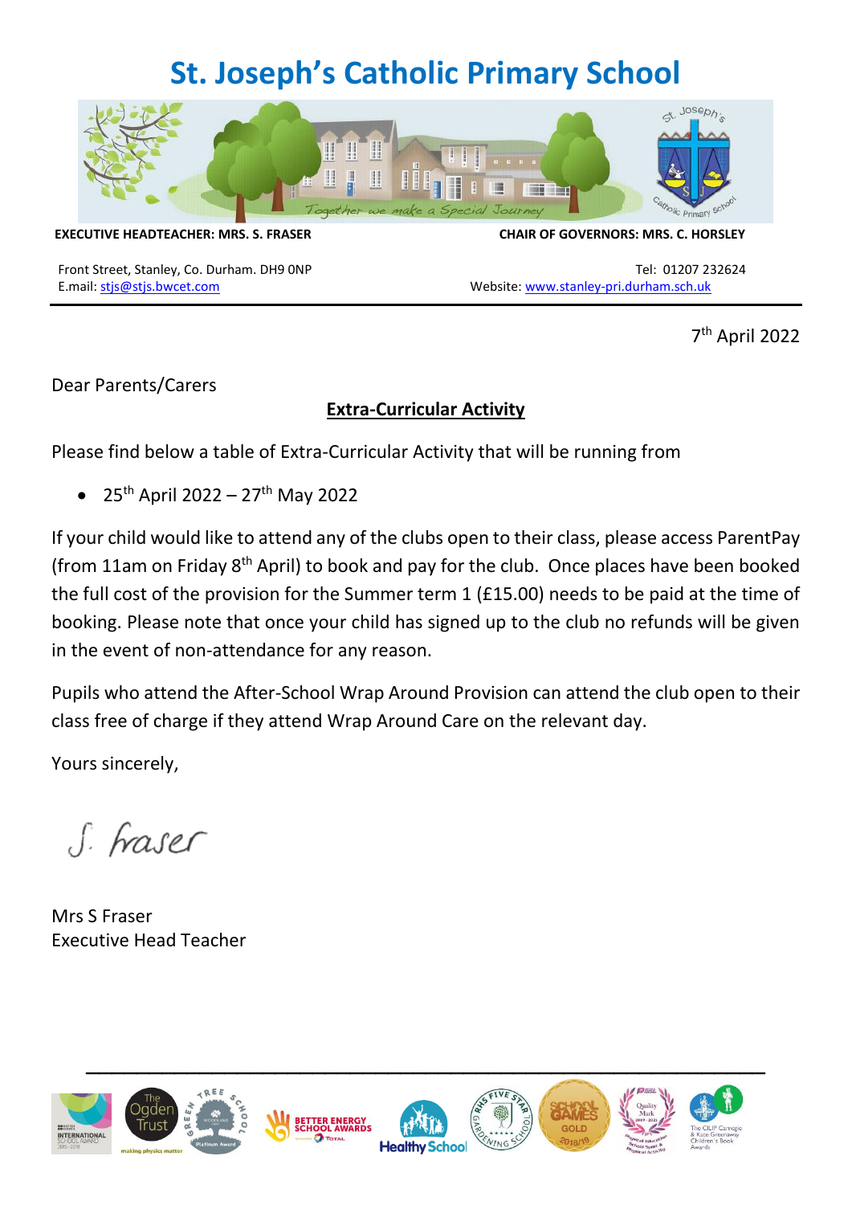# St. Joseph's Catholic Primary School

**EXECUTIVE HEADTEACHER: MRS. S. FRASER** | **CHAIR OF GOVERNORS: MRS. C. HORSLEY**

Front Street, Stanley, Co. Durham. DH9 0NP
E.mail: stjs@stjs.bwcet.com

Tel: 01207 232624
Website: www.stanley-pri.durham.sch.uk

7th April 2022

Dear Parents/Carers

**Extra-Curricular Activity**

Please find below a table of Extra-Curricular Activity that will be running from

- 25th April 2022 – 27th May 2022

If your child would like to attend any of the clubs open to their class, please access ParentPay (from 11am on Friday 8th April) to book and pay for the club. Once places have been booked the full cost of the provision for the Summer term 1 (£15.00) needs to be paid at the time of booking. Please note that once your child has signed up to the club no refunds will be given in the event of non-attendance for any reason.

Pupils who attend the After-School Wrap Around Provision can attend the club open to their class free of charge if they attend Wrap Around Care on the relevant day.

Yours sincerely,

S. Fraser

Mrs S Fraser
Executive Head Teacher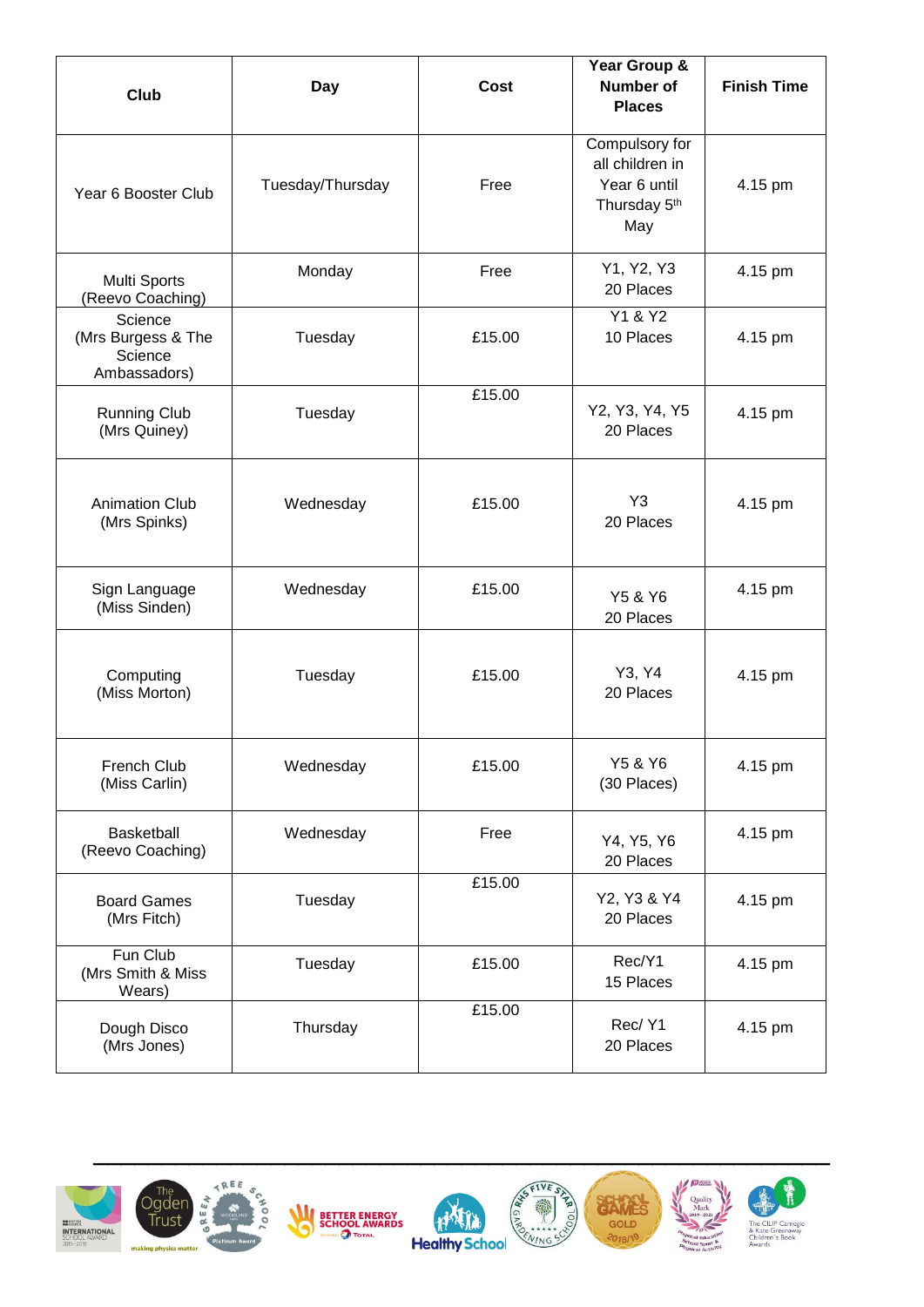| Club | Day | Cost | Year Group & Number of Places | Finish Time |
|---|---|---|---|---|
| Year 6 Booster Club | Tuesday/Thursday | Free | Compulsory for all children in Year 6 until Thursday 5th May | 4.15 pm |
| Multi Sports (Reevo Coaching) | Monday | Free | Y1, Y2, Y3 20 Places | 4.15 pm |
| Science (Mrs Burgess & The Science Ambassadors) | Tuesday | £15.00 | Y1 & Y2 10 Places | 4.15 pm |
| Running Club (Mrs Quiney) | Tuesday | £15.00 | Y2, Y3, Y4, Y5 20 Places | 4.15 pm |
| Animation Club (Mrs Spinks) | Wednesday | £15.00 | Y3 20 Places | 4.15 pm |
| Sign Language (Miss Sinden) | Wednesday | £15.00 | Y5 & Y6 20 Places | 4.15 pm |
| Computing (Miss Morton) | Tuesday | £15.00 | Y3, Y4 20 Places | 4.15 pm |
| French Club (Miss Carlin) | Wednesday | £15.00 | Y5 & Y6 (30 Places) | 4.15 pm |
| Basketball (Reevo Coaching) | Wednesday | Free | Y4, Y5, Y6 20 Places | 4.15 pm |
| Board Games (Mrs Fitch) | Tuesday | £15.00 | Y2, Y3 & Y4 20 Places | 4.15 pm |
| Fun Club (Mrs Smith & Miss Wears) | Tuesday | £15.00 | Rec/Y1 15 Places | 4.15 pm |
| Dough Disco (Mrs Jones) | Thursday | £15.00 | Rec/ Y1 20 Places | 4.15 pm |